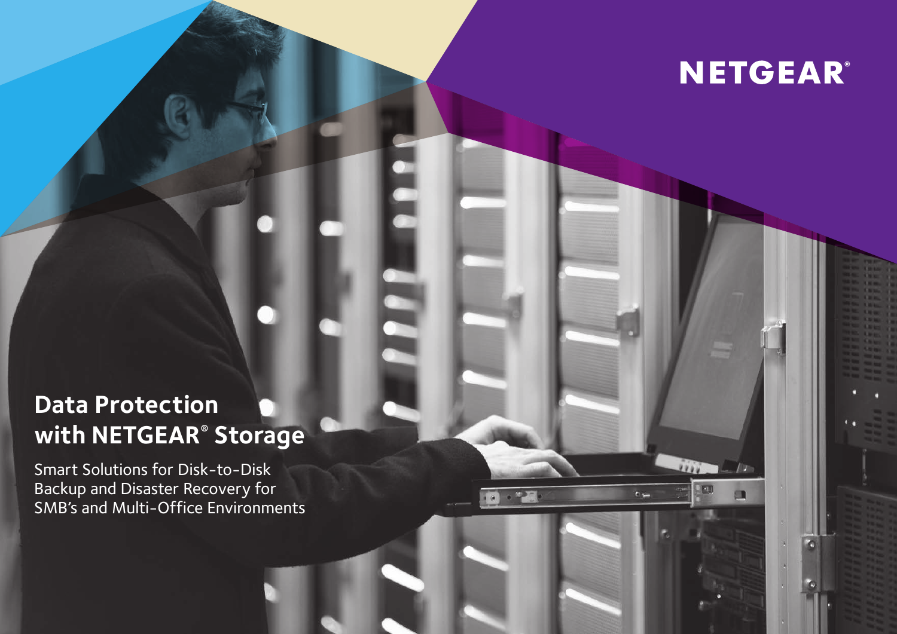NETGEAR®

# Data Protection with NETGEAR® Storage

Smart Solutions for Disk-to-Disk Backup and Disaster Recovery for SMB's and Multi-Office Environments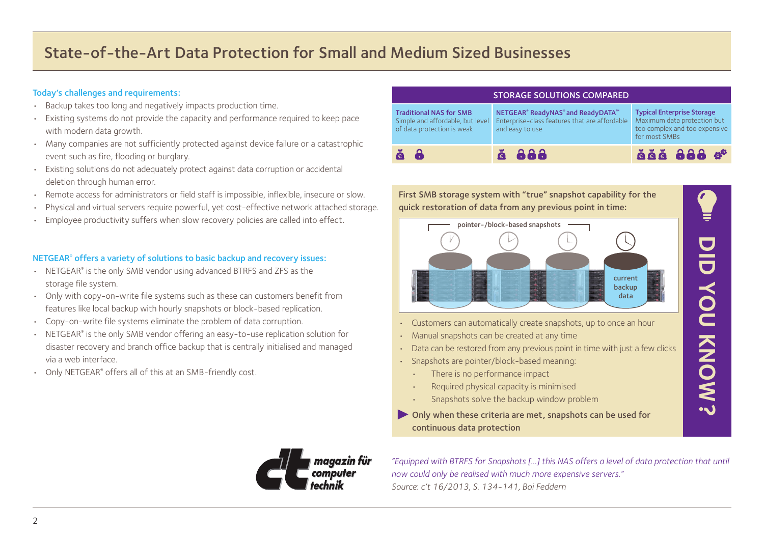// Note: the icon row under the table is rendered as text descriptions because the page shows symbols there.
# State-of-the-Art Data Protection for Small and Medium Sized Businesses

**Today's challenges and requirements:**

- Backup takes too long and negatively impacts production time.
- Existing systems do not provide the capacity and performance required to keep pace with modern data growth.
- Many companies are not sufficiently protected against device failure or a catastrophic event such as fire, flooding or burglary.
- Existing solutions do not adequately protect against data corruption or accidental deletion through human error.
- Remote access for administrators or field staff is impossible, inflexible, insecure or slow.
- Physical and virtual servers require powerful, yet cost-effective network attached storage.
- Employee productivity suffers when slow recovery policies are called into effect.

**NETGEAR® offers a variety of solutions to basic backup and recovery issues:**

- NETGEAR® is the only SMB vendor using advanced BTRFS and ZFS as the storage file system.
- Only with copy-on-write file systems such as these can customers benefit from features like local backup with hourly snapshots or block-based replication.
- Copy-on-write file systems eliminate the problem of data corruption.
- NETGEAR® is the only SMB vendor offering an easy-to-use replication solution for disaster recovery and branch office backup that is centrally initialised and managed via a web interface.
- Only NETGEAR® offers all of this at an SMB-friendly cost.

| STORAGE SOLUTIONS COMPARED | | |
|---|---|---|
| **Traditional NAS for SMB** Simple and affordable, but level of data protection is weak | **NETGEAR® ReadyNAS® and ReadyDATA™** Enterprise-class features that are affordable and easy to use | **Typical Enterprise Storage** Maximum data protection but too complex and too expensive for most SMBs |
| 1 money bag, 1 lock | 1 money bag, 3 locks | 3 money bags, 3 locks, gears |

**First SMB storage system with "true" snapshot capability for the quick restoration of data from any previous point in time:**

pointer-/block-based snapshots

current backup data

- Customers can automatically create snapshots, up to once an hour
- Manual snapshots can be created at any time
- Data can be restored from any previous point in time with just a few clicks
- Snapshots are pointer/block-based meaning:
  - There is no performance impact
  - Required physical capacity is minimised
  - Snapshots solve the backup window problem

▶ **Only when these criteria are met, snapshots can be used for continuous data protection**

**DID YOU KNOW?**

c't magazin für computer technik

*"Equipped with BTRFS for Snapshots [...] this NAS offers a level of data protection that until now could only be realised with much more expensive servers."*
*Source: c't 16/2013, S. 134-141, Boi Feddern*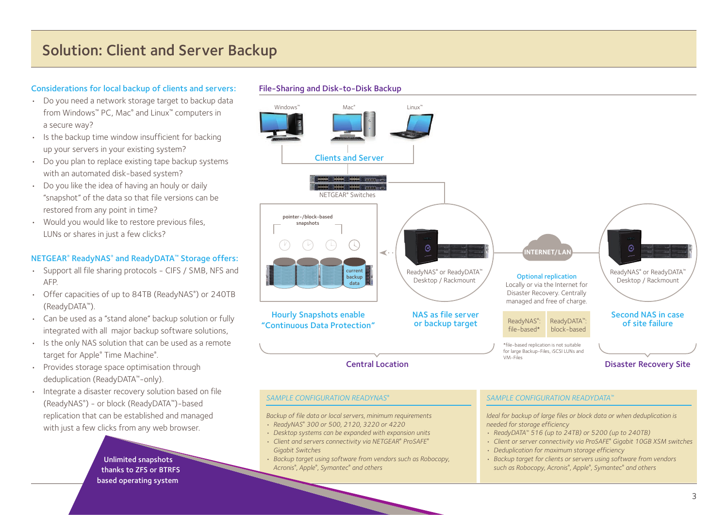# Solution: Client and Server Backup

### Considerations for local backup of clients and servers:

- Do you need a network storage target to backup data from Windows™ PC, Mac® and Linux™ computers in a secure way?
- Is the backup time window insufficient for backing up your servers in your existing system?
- Do you plan to replace existing tape backup systems with an automated disk-based system?
- Do you like the idea of having an houly or daily "snapshot" of the data so that file versions can be restored from any point in time?
- Would you would like to restore previous files, LUNs or shares in just a few clicks?

### NETGEAR® ReadyNAS® and ReadyDATA™ Storage offers:

- Support all file sharing protocols - CIFS / SMB, NFS and AFP.
- Offer capacities of up to 84TB (ReadyNAS®) or 240TB (ReadyDATA™).
- Can be used as a "stand alone" backup solution or fully integrated with all major backup software solutions,
- Is the only NAS solution that can be used as a remote target for Apple® Time Machine®.
- Provides storage space optimisation through deduplication (ReadyDATA™-only).
- Integrate a disaster recovery solution based on file (ReadyNAS®) - or block (ReadyDATA™)-based replication that can be established and managed with just a few clicks from any web browser.

Unlimited snapshots thanks to ZFS or BTRFS based operating system

### File-Sharing and Disk-to-Disk Backup

Windows™ Mac® Linux™

Clients and Server

NETGEAR® Switches

pointer-/block-based snapshots

current backup data

ReadyNAS® or ReadyDATA™ Desktop / Rackmount

INTERNET/LAN

**Optional replication**
Locally or via the Internet for Disaster Recovery. Centrally managed and free of charge.

ReadyNAS® or ReadyDATA™ Desktop / Rackmount

**Hourly Snapshots enable "Continuous Data Protection"**

**NAS as file server or backup target**

| ReadyNAS®: file-based* | ReadyDATA™: block-based |
|---|---|

*file-based replication is not suitable for large Backup-Files, iSCSI LUNs and VM-Files

**Second NAS in case of site failure**

**Central Location**

**Disaster Recovery Site**

#### *SAMPLE CONFIGURATION READYNAS®*

*Backup of file data or local servers, minimum requirements*

- *ReadyNAS® 300 or 500, 2120, 3220 or 4220*
- *Desktop systems can be expanded with expansion units*
- *Client and servers connectivity via NETGEAR® ProSAFE® Gigabit Switches*
- *Backup target using software from vendors such as Robocopy, Acronis®, Apple®, Symantec® and others*

#### *SAMPLE CONFIGURATION READYDATA™*

*Ideal for backup of large files or block data or when deduplication is needed for storage efficiency*

- *ReadyDATA™ 516 (up to 24TB) or 5200 (up to 240TB)*
- *Client or server connectivity via ProSAFE® Gigabit 10GB XSM switches*
- *Deduplication for maximum storage efficiency*
- *Backup target for clients or servers using software from vendors such as Robocopy, Acronis®, Apple®, Symantec® and others*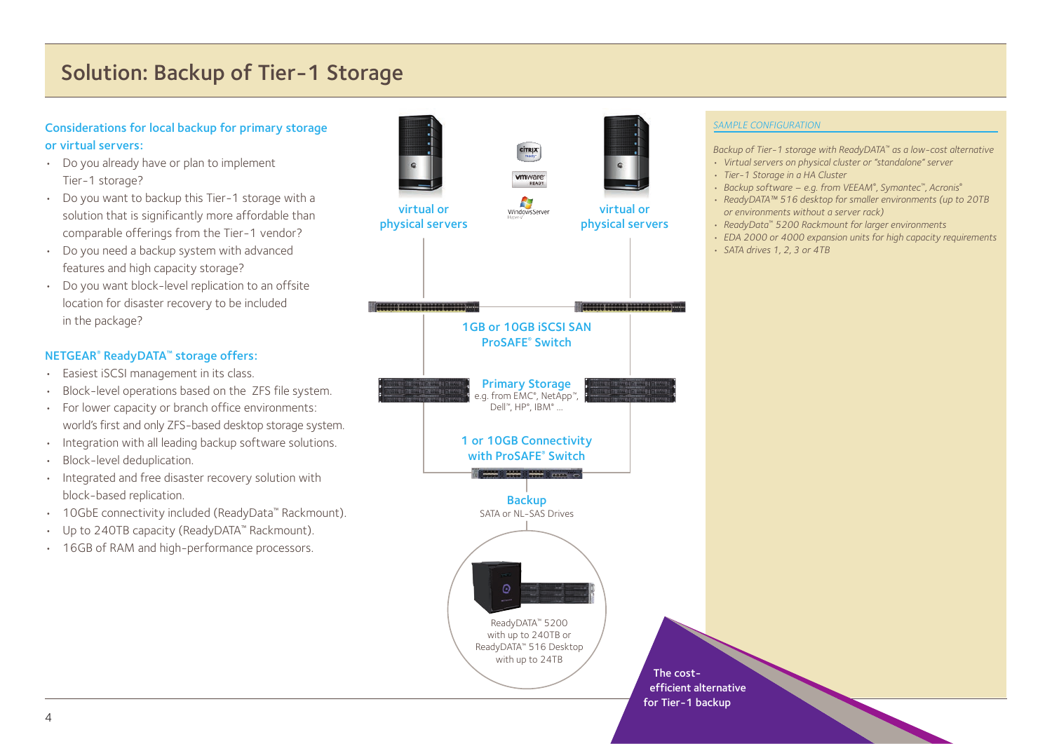# Solution: Backup of Tier-1 Storage

### Considerations for local backup for primary storage or virtual servers:

- Do you already have or plan to implement Tier-1 storage?
- Do you want to backup this Tier-1 storage with a solution that is significantly more affordable than comparable offerings from the Tier-1 vendor?
- Do you need a backup system with advanced features and high capacity storage?
- Do you want block-level replication to an offsite location for disaster recovery to be included in the package?

### NETGEAR® ReadyDATA™ storage offers:

- Easiest iSCSI management in its class.
- Block-level operations based on the ZFS file system.
- For lower capacity or branch office environments: world's first and only ZFS-based desktop storage system.
- Integration with all leading backup software solutions.
- Block-level deduplication.
- Integrated and free disaster recovery solution with block-based replication.
- 10GbE connectivity included (ReadyData™ Rackmount).
- Up to 240TB capacity (ReadyDATA™ Rackmount).
- 16GB of RAM and high-performance processors.

virtual or physical servers

virtual or physical servers

1GB or 10GB iSCSI SAN ProSAFE® Switch

Primary Storage
e.g. from EMC®, NetApp™, Dell™, HP®, IBM® ...

1 or 10GB Connectivity with ProSAFE® Switch

Backup
SATA or NL-SAS Drives

ReadyDATA™ 5200 with up to 240TB or ReadyDATA™ 516 Desktop with up to 24TB

*SAMPLE CONFIGURATION*

*Backup of Tier-1 storage with ReadyDATA™ as a low-cost alternative*

- *Virtual servers on physical cluster or "standalone" server*
- *Tier-1 Storage in a HA Cluster*
- *Backup software – e.g. from VEEAM®, Symantec™, Acronis®*
- *ReadyDATA™ 516 desktop for smaller environments (up to 20TB or environments without a server rack)*
- *ReadyData™ 5200 Rackmount for larger environments*
- *EDA 2000 or 4000 expansion units for high capacity requirements*
- *SATA drives 1, 2, 3 or 4TB*

**The cost-efficient alternative for Tier-1 backup**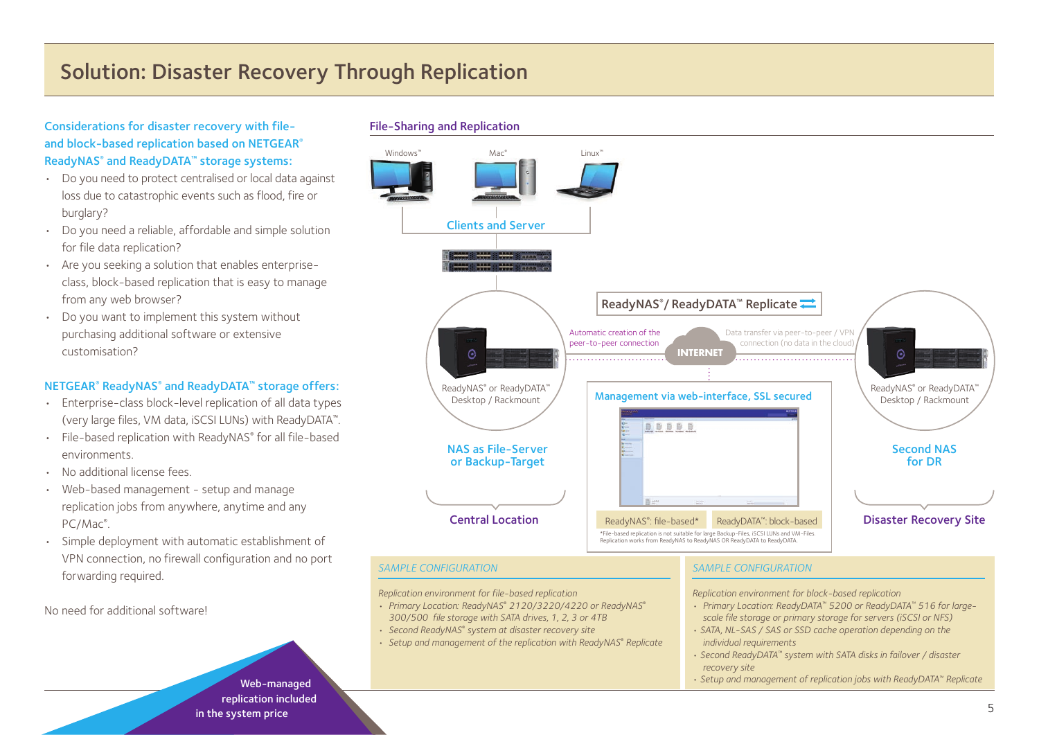# Solution: Disaster Recovery Through Replication

### Considerations for disaster recovery with file- and block-based replication based on NETGEAR® ReadyNAS® and ReadyDATA™ storage systems:

- Do you need to protect centralised or local data against loss due to catastrophic events such as flood, fire or burglary?
- Do you need a reliable, affordable and simple solution for file data replication?
- Are you seeking a solution that enables enterprise-class, block-based replication that is easy to manage from any web browser?
- Do you want to implement this system without purchasing additional software or extensive customisation?

### NETGEAR® ReadyNAS® and ReadyDATA™ storage offers:

- Enterprise-class block-level replication of all data types (very large files, VM data, iSCSI LUNs) with ReadyDATA™.
- File-based replication with ReadyNAS® for all file-based environments.
- No additional license fees.
- Web-based management - setup and manage replication jobs from anywhere, anytime and any PC/Mac®.
- Simple deployment with automatic establishment of VPN connection, no firewall configuration and no port forwarding required.

No need for additional software!

Web-managed replication included in the system price

### File-Sharing and Replication

Windows™ Mac® Linux™

Clients and Server

ReadyNAS®/ ReadyDATA™ Replicate

Automatic creation of the peer-to-peer connection

INTERNET

Data transfer via peer-to-peer / VPN connection (no data in the cloud)

ReadyNAS® or ReadyDATA™ Desktop / Rackmount

NAS as File-Server or Backup-Target

Central Location

Management via web-interface, SSL secured

ReadyNAS®: file-based* | ReadyDATA™: block-based

*File-based replication is not suitable for large Backup-Files, iSCSI LUNs and VM-Files. Replication works from ReadyNAS to ReadyNAS OR ReadyDATA to ReadyDATA.

ReadyNAS® or ReadyDATA™ Desktop / Rackmount

Second NAS for DR

Disaster Recovery Site

#### *SAMPLE CONFIGURATION*

*Replication environment for file-based replication*

- *Primary Location: ReadyNAS® 2120/3220/4220 or ReadyNAS® 300/500 file storage with SATA drives, 1, 2, 3 or 4TB*
- *Second ReadyNAS® system at disaster recovery site*
- *Setup and management of the replication with ReadyNAS® Replicate*

#### *SAMPLE CONFIGURATION*

*Replication environment for block-based replication*

- *Primary Location: ReadyDATA™ 5200 or ReadyDATA™ 516 for large-file storage or primary storage for servers (iSCSI or NFS)*
- *SATA, NL-SAS / SAS or SSD cache operation depending on the individual requirements*
- *Second ReadyDATA™ system with SATA disks in failover / disaster recovery site*
- *Setup and management of replication jobs with ReadyDATA™ Replicate*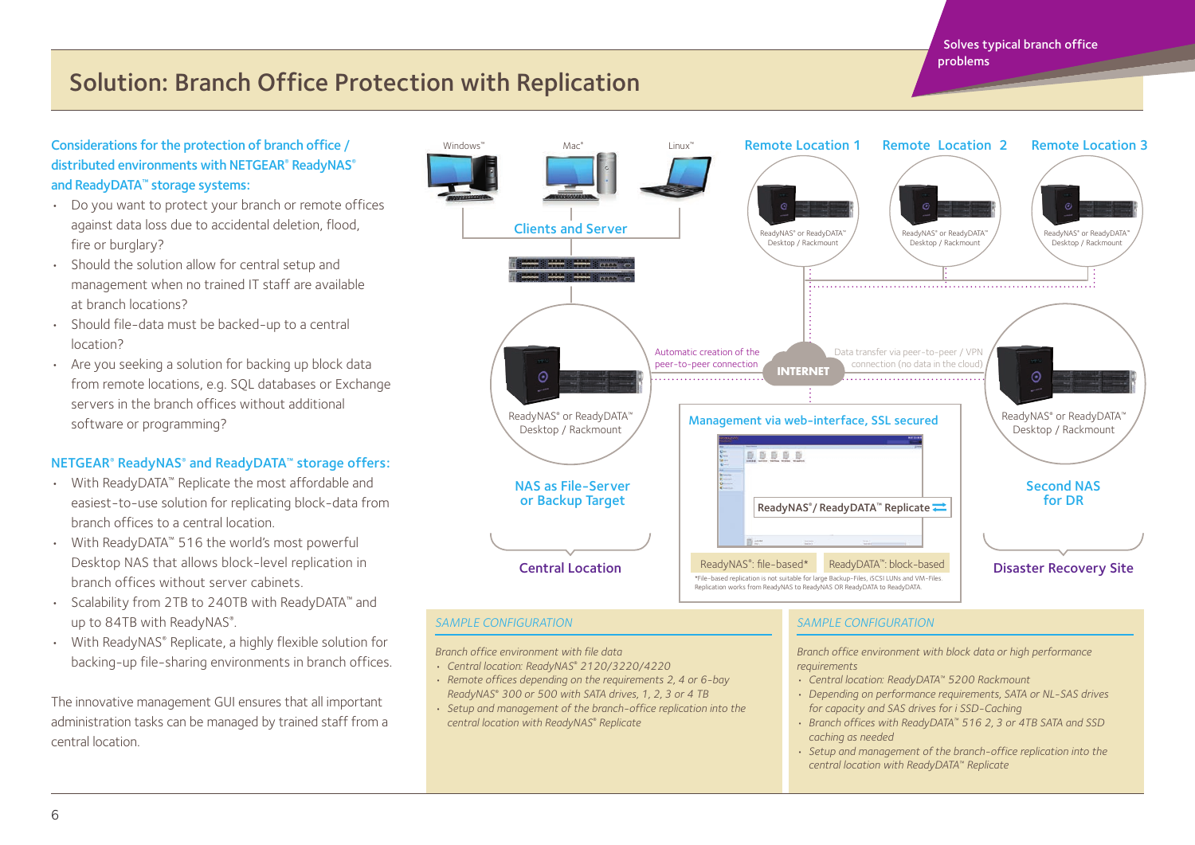# Solution: Branch Office Protection with Replication

Solves typical branch office problems

**Considerations for the protection of branch office / distributed environments with NETGEAR® ReadyNAS® and ReadyDATA™ storage systems:**

- Do you want to protect your branch or remote offices against data loss due to accidental deletion, flood, fire or burglary?
- Should the solution allow for central setup and management when no trained IT staff are available at branch locations?
- Should file-data must be backed-up to a central location?
- Are you seeking a solution for backing up block data from remote locations, e.g. SQL databases or Exchange servers in the branch offices without additional software or programming?

**NETGEAR® ReadyNAS® and ReadyDATA™ storage offers:**

- With ReadyDATA™ Replicate the most affordable and easiest-to-use solution for replicating block-data from branch offices to a central location.
- With ReadyDATA™ 516 the world's most powerful Desktop NAS that allows block-level replication in branch offices without server cabinets.
- Scalability from 2TB to 240TB with ReadyDATA™ and up to 84TB with ReadyNAS®.
- With ReadyNAS® Replicate, a highly flexible solution for backing-up file-sharing environments in branch offices.

The innovative management GUI ensures that all important administration tasks can be managed by trained staff from a central location.

Windows™ | Mac® | Linux™

Clients and Server

Remote Location 1 — ReadyNAS® or ReadyDATA™ Desktop / Rackmount

Remote Location 2 — ReadyNAS® or ReadyDATA™ Desktop / Rackmount

Remote Location 3 — ReadyNAS® or ReadyDATA™ Desktop / Rackmount

ReadyNAS® or ReadyDATA™ Desktop / Rackmount

NAS as File-Server or Backup Target

Central Location

Automatic creation of the peer-to-peer connection

INTERNET

Data transfer via peer-to-peer / VPN connection (no data in the cloud)

Management via web-interface, SSL secured

ReadyNAS® / ReadyDATA™ Replicate

ReadyNAS®: file-based* | ReadyDATA™: block-based

*File-based replication is not suitable for large Backup-Files, iSCSI LUNs and VM-Files. Replication works from ReadyNAS to ReadyNAS OR ReadyDATA to ReadyDATA.

ReadyNAS® or ReadyDATA™ Desktop / Rackmount

Second NAS for DR

Disaster Recovery Site

### *SAMPLE CONFIGURATION*

*Branch office environment with file data*

- *Central location: ReadyNAS® 2120/3220/4220*
- *Remote offices depending on the requirements 2, 4 or 6-bay ReadyNAS® 300 or 500 with SATA drives, 1, 2, 3 or 4 TB*
- *Setup and management of the branch-office replication into the central location with ReadyNAS® Replicate*

### *SAMPLE CONFIGURATION*

*Branch office environment with block data or high performance requirements*

- *Central location: ReadyDATA™ 5200 Rackmount*
- *Depending on performance requirements, SATA or NL-SAS drives for capacity and SAS drives for i SSD-Caching*
- *Branch offices with ReadyDATA™ 516 2, 3 or 4TB SATA and SSD caching as needed*
- *Setup and management of the branch-office replication into the central location with ReadyDATA™ Replicate*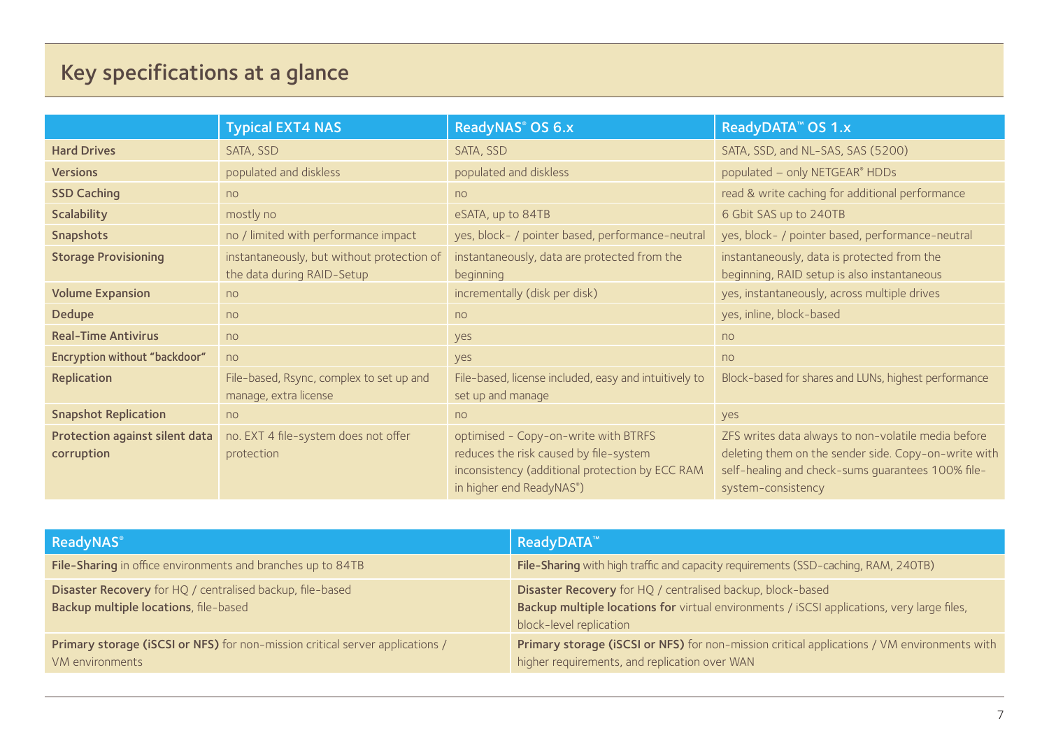## Key specifications at a glance

| | Typical EXT4 NAS | ReadyNAS® OS 6.x | ReadyDATA™ OS 1.x |
|---|---|---|---|
| **Hard Drives** | SATA, SSD | SATA, SSD | SATA, SSD, and NL-SAS, SAS (5200) |
| **Versions** | populated and diskless | populated and diskless | populated – only NETGEAR® HDDs |
| **SSD Caching** | no | no | read & write caching for additional performance |
| **Scalability** | mostly no | eSATA, up to 84TB | 6 Gbit SAS up to 240TB |
| **Snapshots** | no / limited with performance impact | yes, block- / pointer based, performance-neutral | yes, block- / pointer based, performance-neutral |
| **Storage Provisioning** | instantaneously, but without protection of the data during RAID-Setup | instantaneously, data are protected from the beginning | instantaneously, data is protected from the beginning, RAID setup is also instantaneous |
| **Volume Expansion** | no | incrementally (disk per disk) | yes, instantaneously, across multiple drives |
| **Dedupe** | no | no | yes, inline, block-based |
| **Real-Time Antivirus** | no | yes | no |
| **Encryption without "backdoor"** | no | yes | no |
| **Replication** | File-based, Rsync, complex to set up and manage, extra license | File-based, license included, easy and intuitively to set up and manage | Block-based for shares and LUNs, highest performance |
| **Snapshot Replication** | no | no | yes |
| **Protection against silent data corruption** | no. EXT 4 file-system does not offer protection | optimised - Copy-on-write with BTRFS reduces the risk caused by file-system inconsistency (additional protection by ECC RAM in higher end ReadyNAS®) | ZFS writes data always to non-volatile media before deleting them on the sender side. Copy-on-write with self-healing and check-sums guarantees 100% file-system-consistency |

| ReadyNAS® | ReadyDATA™ |
|---|---|
| **File-Sharing** in office environments and branches up to 84TB | **File-Sharing** with high traffic and capacity requirements (SSD-caching, RAM, 240TB) |
| **Disaster Recovery** for HQ / centralised backup, file-based<br>**Backup multiple locations**, file-based | **Disaster Recovery** for HQ / centralised backup, block-based<br>**Backup multiple locations for** virtual environments / iSCSI applications, very large files, block-level replication |
| **Primary storage (iSCSI or NFS)** for non-mission critical server applications / VM environments | **Primary storage (iSCSI or NFS)** for non-mission critical applications / VM environments with higher requirements, and replication over WAN |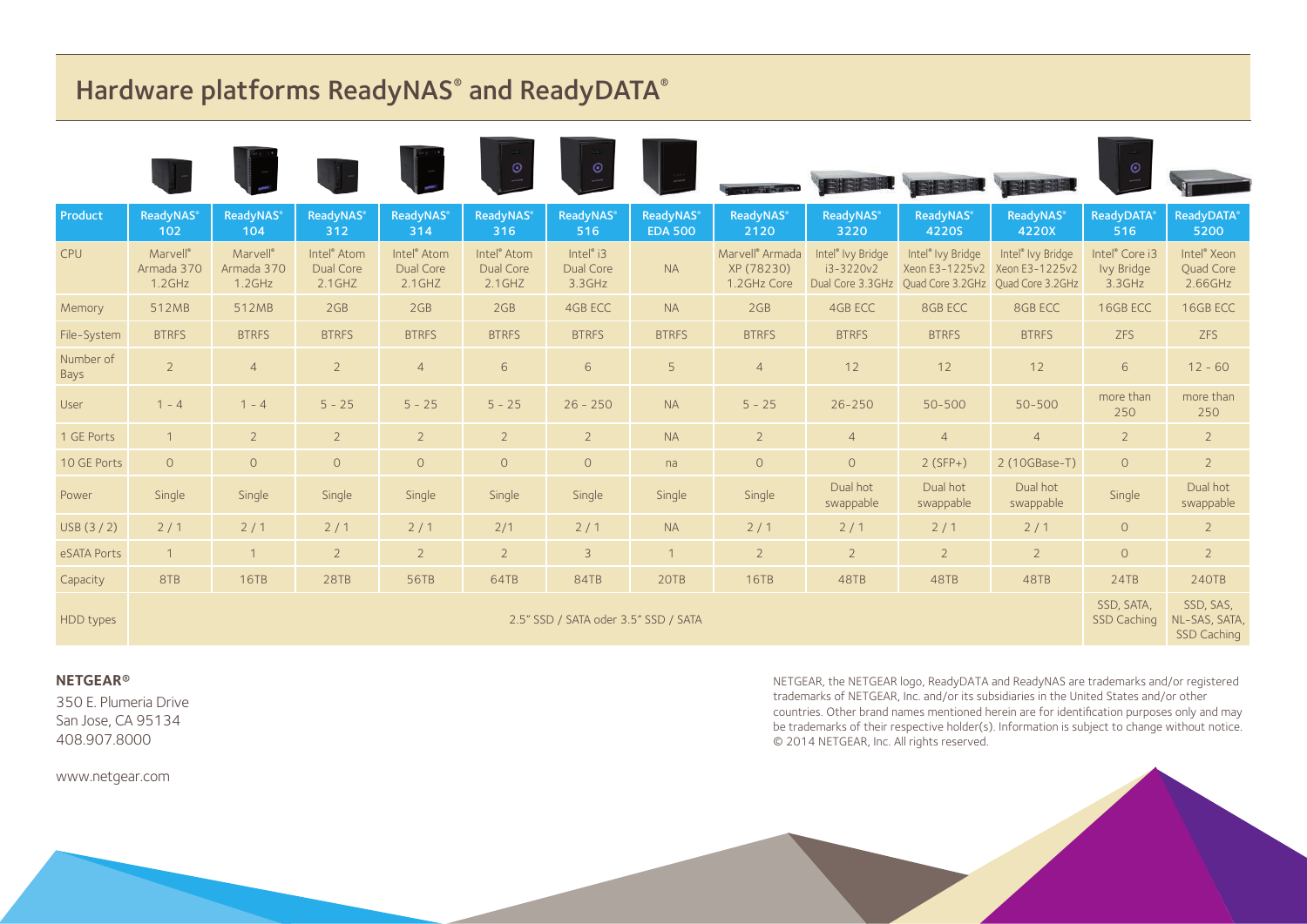# Hardware platforms ReadyNAS® and ReadyDATA®

| Product | ReadyNAS® 102 | ReadyNAS® 104 | ReadyNAS® 312 | ReadyNAS® 314 | ReadyNAS® 316 | ReadyNAS® 516 | ReadyNAS® EDA 500 | ReadyNAS® 2120 | ReadyNAS® 3220 | ReadyNAS® 4220S | ReadyNAS® 4220X | ReadyDATA® 516 | ReadyDATA® 5200 |
|---|---|---|---|---|---|---|---|---|---|---|---|---|---|
| CPU | Marvell® Armada 370 1.2GHz | Marvell® Armada 370 1.2GHz | Intel® Atom Dual Core 2.1GHZ | Intel® Atom Dual Core 2.1GHZ | Intel® Atom Dual Core 2.1GHZ | Intel® i3 Dual Core 3.3GHz | NA | Marvell® Armada XP (78230) 1.2GHz Core | Intel® Ivy Bridge i3-3220v2 Dual Core 3.3GHz | Intel® Ivy Bridge Xeon E3-1225v2 Quad Core 3.2GHz | Intel® Ivy Bridge Xeon E3-1225v2 Quad Core 3.2GHz | Intel® Core i3 Ivy Bridge 3.3GHz | Intel® Xeon Quad Core 2.66GHz |
| Memory | 512MB | 512MB | 2GB | 2GB | 2GB | 4GB ECC | NA | 2GB | 4GB ECC | 8GB ECC | 8GB ECC | 16GB ECC | 16GB ECC |
| File-System | BTRFS | BTRFS | BTRFS | BTRFS | BTRFS | BTRFS | BTRFS | BTRFS | BTRFS | BTRFS | BTRFS | ZFS | ZFS |
| Number of Bays | 2 | 4 | 2 | 4 | 6 | 6 | 5 | 4 | 12 | 12 | 12 | 6 | 12 - 60 |
| User | 1 - 4 | 1 - 4 | 5 - 25 | 5 - 25 | 5 - 25 | 26 - 250 | NA | 5 - 25 | 26-250 | 50-500 | 50-500 | more than 250 | more than 250 |
| 1 GE Ports | 1 | 2 | 2 | 2 | 2 | 2 | NA | 2 | 4 | 4 | 4 | 2 | 2 |
| 10 GE Ports | 0 | 0 | 0 | 0 | 0 | 0 | na | 0 | 0 | 2 (SFP+) | 2 (10GBase-T) | 0 | 2 |
| Power | Single | Single | Single | Single | Single | Single | Single | Single | Dual hot swappable | Dual hot swappable | Dual hot swappable | Single | Dual hot swappable |
| USB (3 / 2) | 2 / 1 | 2 / 1 | 2 / 1 | 2 / 1 | 2/1 | 2 / 1 | NA | 2 / 1 | 2 / 1 | 2 / 1 | 2 / 1 | 0 | 2 |
| eSATA Ports | 1 | 1 | 2 | 2 | 2 | 3 | 1 | 2 | 2 | 2 | 2 | 0 | 2 |
| Capacity | 8TB | 16TB | 28TB | 56TB | 64TB | 84TB | 20TB | 16TB | 48TB | 48TB | 48TB | 24TB | 240TB |
| HDD types | 2.5" SSD / SATA oder 3.5" SSD / SATA | | | | | | | | | | | SSD, SATA, SSD Caching | SSD, SAS, NL-SAS, SATA, SSD Caching |

**NETGEAR®**

350 E. Plumeria Drive
San Jose, CA 95134
408.907.8000

www.netgear.com

NETGEAR, the NETGEAR logo, ReadyDATA and ReadyNAS are trademarks and/or registered trademarks of NETGEAR, Inc. and/or its subsidiaries in the United States and/or other countries. Other brand names mentioned herein are for identification purposes only and may be trademarks of their respective holder(s). Information is subject to change without notice. © 2014 NETGEAR, Inc. All rights reserved.